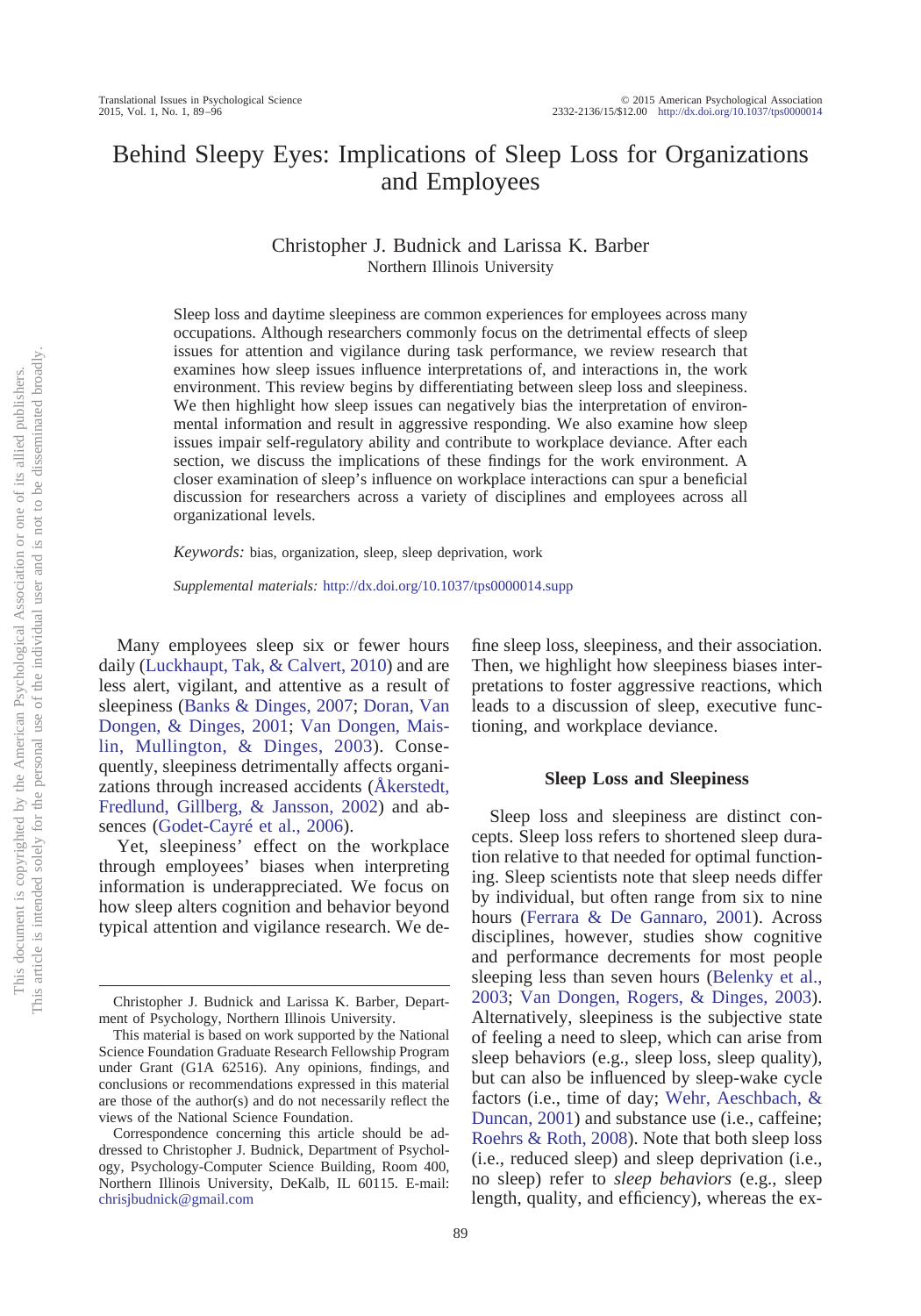# Behind Sleepy Eyes: Implications of Sleep Loss for Organizations and Employees

Christopher J. Budnick and Larissa K. Barber
Northern Illinois University

Sleep loss and daytime sleepiness are common experiences for employees across many occupations. Although researchers commonly focus on the detrimental effects of sleep issues for attention and vigilance during task performance, we review research that examines how sleep issues influence interpretations of, and interactions in, the work environment. This review begins by differentiating between sleep loss and sleepiness. We then highlight how sleep issues can negatively bias the interpretation of environmental information and result in aggressive responding. We also examine how sleep issues impair self-regulatory ability and contribute to workplace deviance. After each section, we discuss the implications of these findings for the work environment. A closer examination of sleep's influence on workplace interactions can spur a beneficial discussion for researchers across a variety of disciplines and employees across all organizational levels.

*Keywords:* bias, organization, sleep, sleep deprivation, work

*Supplemental materials:* http://dx.doi.org/10.1037/tps0000014.supp

Many employees sleep six or fewer hours daily (Luckhaupt, Tak, & Calvert, 2010) and are less alert, vigilant, and attentive as a result of sleepiness (Banks & Dinges, 2007; Doran, Van Dongen, & Dinges, 2001; Van Dongen, Maislin, Mullington, & Dinges, 2003). Consequently, sleepiness detrimentally affects organizations through increased accidents (Åkerstedt, Fredlund, Gillberg, & Jansson, 2002) and absences (Godet-Cayré et al., 2006).

Yet, sleepiness' effect on the workplace through employees' biases when interpreting information is underappreciated. We focus on how sleep alters cognition and behavior beyond typical attention and vigilance research. We define sleep loss, sleepiness, and their association. Then, we highlight how sleepiness biases interpretations to foster aggressive reactions, which leads to a discussion of sleep, executive functioning, and workplace deviance.

## Sleep Loss and Sleepiness

Sleep loss and sleepiness are distinct concepts. Sleep loss refers to shortened sleep duration relative to that needed for optimal functioning. Sleep scientists note that sleep needs differ by individual, but often range from six to nine hours (Ferrara & De Gannaro, 2001). Across disciplines, however, studies show cognitive and performance decrements for most people sleeping less than seven hours (Belenky et al., 2003; Van Dongen, Rogers, & Dinges, 2003). Alternatively, sleepiness is the subjective state of feeling a need to sleep, which can arise from sleep behaviors (e.g., sleep loss, sleep quality), but can also be influenced by sleep-wake cycle factors (i.e., time of day; Wehr, Aeschbach, & Duncan, 2001) and substance use (i.e., caffeine; Roehrs & Roth, 2008). Note that both sleep loss (i.e., reduced sleep) and sleep deprivation (i.e., no sleep) refer to *sleep behaviors* (e.g., sleep length, quality, and efficiency), whereas the ex-

---

Christopher J. Budnick and Larissa K. Barber, Department of Psychology, Northern Illinois University.

This material is based on work supported by the National Science Foundation Graduate Research Fellowship Program under Grant (G1A 62516). Any opinions, findings, and conclusions or recommendations expressed in this material are those of the author(s) and do not necessarily reflect the views of the National Science Foundation.

Correspondence concerning this article should be addressed to Christopher J. Budnick, Department of Psychology, Psychology-Computer Science Building, Room 400, Northern Illinois University, DeKalb, IL 60115. E-mail: chrisjbudnick@gmail.com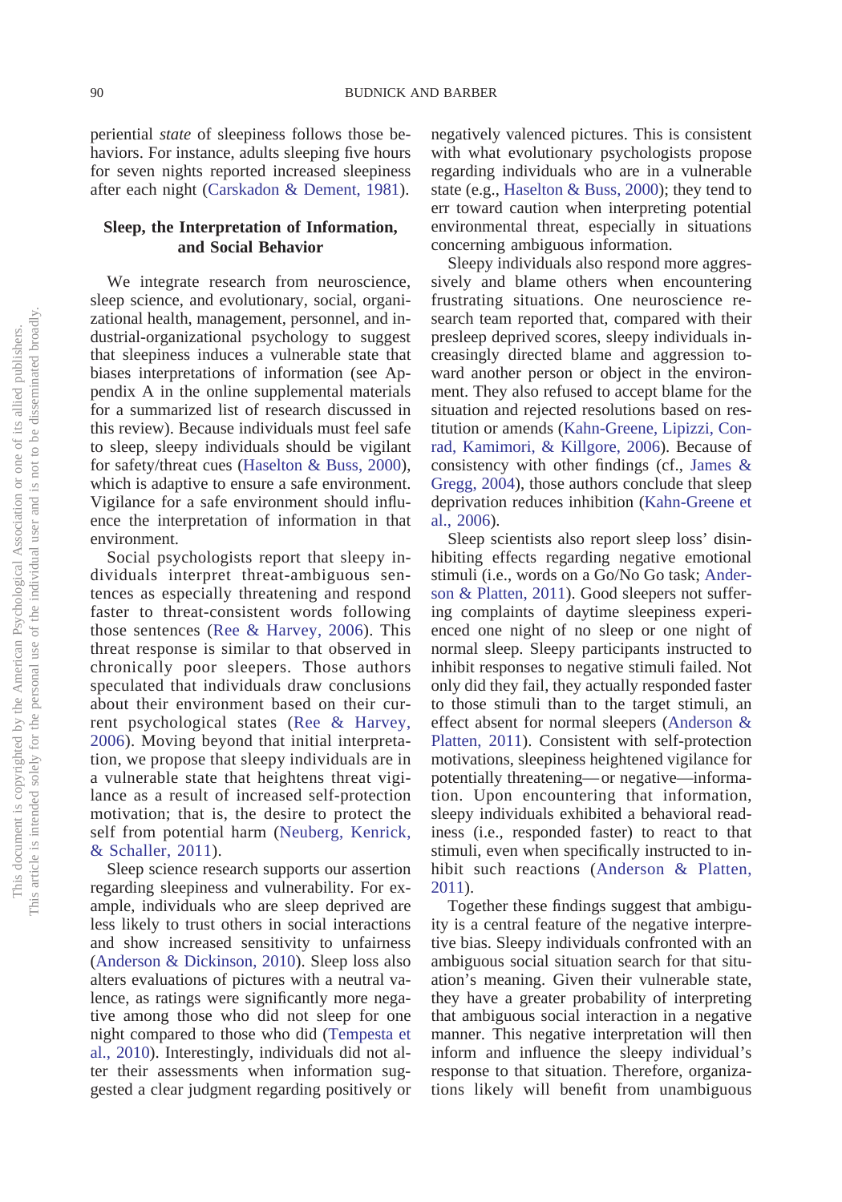periential *state* of sleepiness follows those behaviors. For instance, adults sleeping five hours for seven nights reported increased sleepiness after each night (Carskadon & Dement, 1981).

## Sleep, the Interpretation of Information, and Social Behavior

We integrate research from neuroscience, sleep science, and evolutionary, social, organizational health, management, personnel, and industrial-organizational psychology to suggest that sleepiness induces a vulnerable state that biases interpretations of information (see Appendix A in the online supplemental materials for a summarized list of research discussed in this review). Because individuals must feel safe to sleep, sleepy individuals should be vigilant for safety/threat cues (Haselton & Buss, 2000), which is adaptive to ensure a safe environment. Vigilance for a safe environment should influence the interpretation of information in that environment.

Social psychologists report that sleepy individuals interpret threat-ambiguous sentences as especially threatening and respond faster to threat-consistent words following those sentences (Ree & Harvey, 2006). This threat response is similar to that observed in chronically poor sleepers. Those authors speculated that individuals draw conclusions about their environment based on their current psychological states (Ree & Harvey, 2006). Moving beyond that initial interpretation, we propose that sleepy individuals are in a vulnerable state that heightens threat vigilance as a result of increased self-protection motivation; that is, the desire to protect the self from potential harm (Neuberg, Kenrick, & Schaller, 2011).

Sleep science research supports our assertion regarding sleepiness and vulnerability. For example, individuals who are sleep deprived are less likely to trust others in social interactions and show increased sensitivity to unfairness (Anderson & Dickinson, 2010). Sleep loss also alters evaluations of pictures with a neutral valence, as ratings were significantly more negative among those who did not sleep for one night compared to those who did (Tempesta et al., 2010). Interestingly, individuals did not alter their assessments when information suggested a clear judgment regarding positively or negatively valenced pictures. This is consistent with what evolutionary psychologists propose regarding individuals who are in a vulnerable state (e.g., Haselton & Buss, 2000); they tend to err toward caution when interpreting potential environmental threat, especially in situations concerning ambiguous information.

Sleepy individuals also respond more aggressively and blame others when encountering frustrating situations. One neuroscience research team reported that, compared with their presleep deprived scores, sleepy individuals increasingly directed blame and aggression toward another person or object in the environment. They also refused to accept blame for the situation and rejected resolutions based on restitution or amends (Kahn-Greene, Lipizzi, Conrad, Kamimori, & Killgore, 2006). Because of consistency with other findings (cf., James & Gregg, 2004), those authors conclude that sleep deprivation reduces inhibition (Kahn-Greene et al., 2006).

Sleep scientists also report sleep loss' disinhibiting effects regarding negative emotional stimuli (i.e., words on a Go/No Go task; Anderson & Platten, 2011). Good sleepers not suffering complaints of daytime sleepiness experienced one night of no sleep or one night of normal sleep. Sleepy participants instructed to inhibit responses to negative stimuli failed. Not only did they fail, they actually responded faster to those stimuli than to the target stimuli, an effect absent for normal sleepers (Anderson & Platten, 2011). Consistent with self-protection motivations, sleepiness heightened vigilance for potentially threatening—or negative—information. Upon encountering that information, sleepy individuals exhibited a behavioral readiness (i.e., responded faster) to react to that stimuli, even when specifically instructed to inhibit such reactions (Anderson & Platten, 2011).

Together these findings suggest that ambiguity is a central feature of the negative interpretive bias. Sleepy individuals confronted with an ambiguous social situation search for that situation's meaning. Given their vulnerable state, they have a greater probability of interpreting that ambiguous social interaction in a negative manner. This negative interpretation will then inform and influence the sleepy individual's response to that situation. Therefore, organizations likely will benefit from unambiguous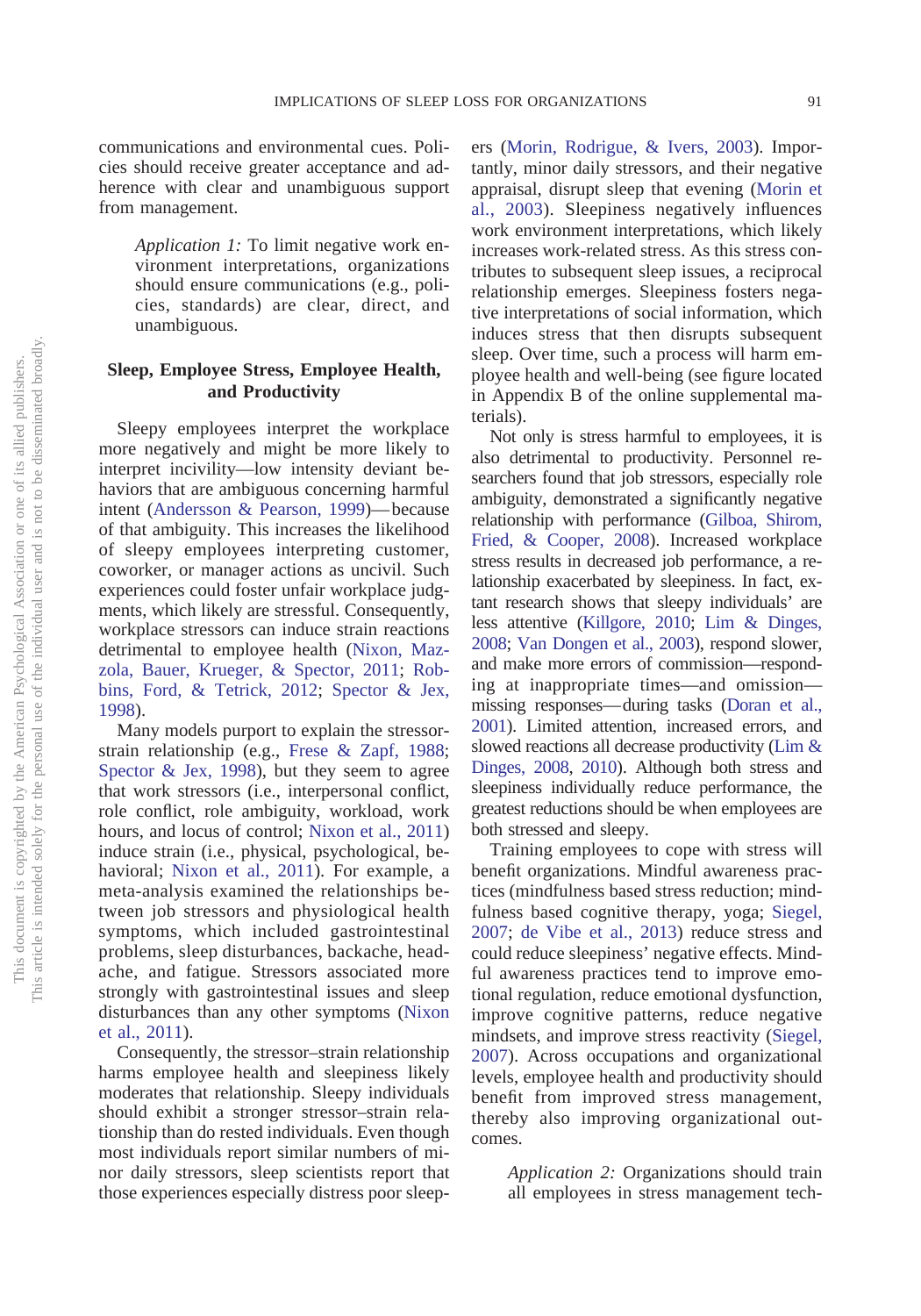communications and environmental cues. Policies should receive greater acceptance and adherence with clear and unambiguous support from management.

> *Application 1:* To limit negative work environment interpretations, organizations should ensure communications (e.g., policies, standards) are clear, direct, and unambiguous.

## Sleep, Employee Stress, Employee Health, and Productivity

Sleepy employees interpret the workplace more negatively and might be more likely to interpret incivility—low intensity deviant behaviors that are ambiguous concerning harmful intent (Andersson & Pearson, 1999)—because of that ambiguity. This increases the likelihood of sleepy employees interpreting customer, coworker, or manager actions as uncivil. Such experiences could foster unfair workplace judgments, which likely are stressful. Consequently, workplace stressors can induce strain reactions detrimental to employee health (Nixon, Mazzola, Bauer, Krueger, & Spector, 2011; Robbins, Ford, & Tetrick, 2012; Spector & Jex, 1998).

Many models purport to explain the stressor-strain relationship (e.g., Frese & Zapf, 1988; Spector & Jex, 1998), but they seem to agree that work stressors (i.e., interpersonal conflict, role conflict, role ambiguity, workload, work hours, and locus of control; Nixon et al., 2011) induce strain (i.e., physical, psychological, behavioral; Nixon et al., 2011). For example, a meta-analysis examined the relationships between job stressors and physiological health symptoms, which included gastrointestinal problems, sleep disturbances, backache, headache, and fatigue. Stressors associated more strongly with gastrointestinal issues and sleep disturbances than any other symptoms (Nixon et al., 2011).

Consequently, the stressor–strain relationship harms employee health and sleepiness likely moderates that relationship. Sleepy individuals should exhibit a stronger stressor–strain relationship than do rested individuals. Even though most individuals report similar numbers of minor daily stressors, sleep scientists report that those experiences especially distress poor sleepers (Morin, Rodrigue, & Ivers, 2003). Importantly, minor daily stressors, and their negative appraisal, disrupt sleep that evening (Morin et al., 2003). Sleepiness negatively influences work environment interpretations, which likely increases work-related stress. As this stress contributes to subsequent sleep issues, a reciprocal relationship emerges. Sleepiness fosters negative interpretations of social information, which induces stress that then disrupts subsequent sleep. Over time, such a process will harm employee health and well-being (see figure located in Appendix B of the online supplemental materials).

Not only is stress harmful to employees, it is also detrimental to productivity. Personnel researchers found that job stressors, especially role ambiguity, demonstrated a significantly negative relationship with performance (Gilboa, Shirom, Fried, & Cooper, 2008). Increased workplace stress results in decreased job performance, a relationship exacerbated by sleepiness. In fact, extant research shows that sleepy individuals' are less attentive (Killgore, 2010; Lim & Dinges, 2008; Van Dongen et al., 2003), respond slower, and make more errors of commission—responding at inappropriate times—and omission—missing responses—during tasks (Doran et al., 2001). Limited attention, increased errors, and slowed reactions all decrease productivity (Lim & Dinges, 2008, 2010). Although both stress and sleepiness individually reduce performance, the greatest reductions should be when employees are both stressed and sleepy.

Training employees to cope with stress will benefit organizations. Mindful awareness practices (mindfulness based stress reduction; mindfulness based cognitive therapy, yoga; Siegel, 2007; de Vibe et al., 2013) reduce stress and could reduce sleepiness' negative effects. Mindful awareness practices tend to improve emotional regulation, reduce emotional dysfunction, improve cognitive patterns, reduce negative mindsets, and improve stress reactivity (Siegel, 2007). Across occupations and organizational levels, employee health and productivity should benefit from improved stress management, thereby also improving organizational outcomes.

> *Application 2:* Organizations should train all employees in stress management tech-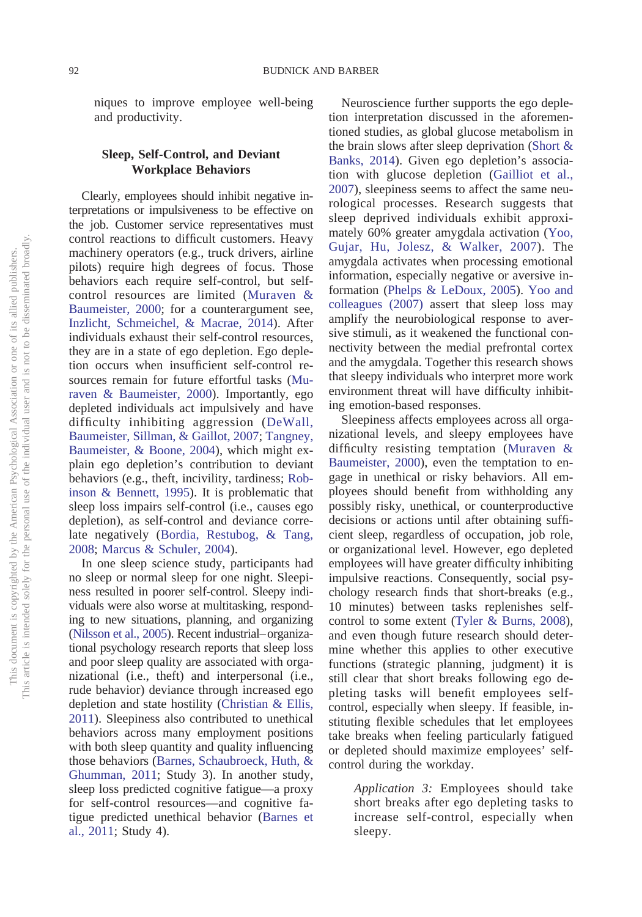niques to improve employee well-being and productivity.

## Sleep, Self-Control, and Deviant Workplace Behaviors

Clearly, employees should inhibit negative interpretations or impulsiveness to be effective on the job. Customer service representatives must control reactions to difficult customers. Heavy machinery operators (e.g., truck drivers, airline pilots) require high degrees of focus. Those behaviors each require self-control, but self-control resources are limited (Muraven & Baumeister, 2000; for a counterargument see, Inzlicht, Schmeichel, & Macrae, 2014). After individuals exhaust their self-control resources, they are in a state of ego depletion. Ego depletion occurs when insufficient self-control resources remain for future effortful tasks (Muraven & Baumeister, 2000). Importantly, ego depleted individuals act impulsively and have difficulty inhibiting aggression (DeWall, Baumeister, Sillman, & Gaillot, 2007; Tangney, Baumeister, & Boone, 2004), which might explain ego depletion's contribution to deviant behaviors (e.g., theft, incivility, tardiness; Robinson & Bennett, 1995). It is problematic that sleep loss impairs self-control (i.e., causes ego depletion), as self-control and deviance correlate negatively (Bordia, Restubog, & Tang, 2008; Marcus & Schuler, 2004).

In one sleep science study, participants had no sleep or normal sleep for one night. Sleepiness resulted in poorer self-control. Sleepy individuals were also worse at multitasking, responding to new situations, planning, and organizing (Nilsson et al., 2005). Recent industrial–organizational psychology research reports that sleep loss and poor sleep quality are associated with organizational (i.e., theft) and interpersonal (i.e., rude behavior) deviance through increased ego depletion and state hostility (Christian & Ellis, 2011). Sleepiness also contributed to unethical behaviors across many employment positions with both sleep quantity and quality influencing those behaviors (Barnes, Schaubroeck, Huth, & Ghumman, 2011; Study 3). In another study, sleep loss predicted cognitive fatigue—a proxy for self-control resources—and cognitive fatigue predicted unethical behavior (Barnes et al., 2011; Study 4).

Neuroscience further supports the ego depletion interpretation discussed in the aforementioned studies, as global glucose metabolism in the brain slows after sleep deprivation (Short & Banks, 2014). Given ego depletion's association with glucose depletion (Gailliot et al., 2007), sleepiness seems to affect the same neurological processes. Research suggests that sleep deprived individuals exhibit approximately 60% greater amygdala activation (Yoo, Gujar, Hu, Jolesz, & Walker, 2007). The amygdala activates when processing emotional information, especially negative or aversive information (Phelps & LeDoux, 2005). Yoo and colleagues (2007) assert that sleep loss may amplify the neurobiological response to aversive stimuli, as it weakened the functional connectivity between the medial prefrontal cortex and the amygdala. Together this research shows that sleepy individuals who interpret more work environment threat will have difficulty inhibiting emotion-based responses.

Sleepiness affects employees across all organizational levels, and sleepy employees have difficulty resisting temptation (Muraven & Baumeister, 2000), even the temptation to engage in unethical or risky behaviors. All employees should benefit from withholding any possibly risky, unethical, or counterproductive decisions or actions until after obtaining sufficient sleep, regardless of occupation, job role, or organizational level. However, ego depleted employees will have greater difficulty inhibiting impulsive reactions. Consequently, social psychology research finds that short-breaks (e.g., 10 minutes) between tasks replenishes self-control to some extent (Tyler & Burns, 2008), and even though future research should determine whether this applies to other executive functions (strategic planning, judgment) it is still clear that short breaks following ego depleting tasks will benefit employees self-control, especially when sleepy. If feasible, instituting flexible schedules that let employees take breaks when feeling particularly fatigued or depleted should maximize employees' self-control during the workday.

> *Application 3:* Employees should take short breaks after ego depleting tasks to increase self-control, especially when sleepy.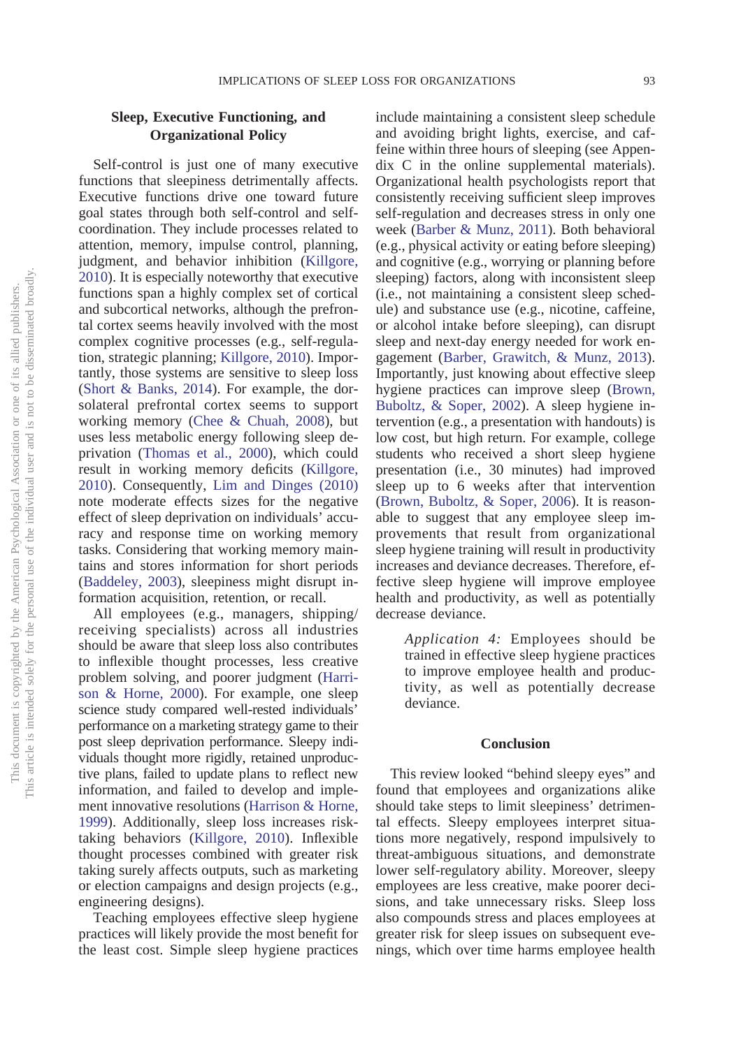## Sleep, Executive Functioning, and Organizational Policy

Self-control is just one of many executive functions that sleepiness detrimentally affects. Executive functions drive one toward future goal states through both self-control and self-coordination. They include processes related to attention, memory, impulse control, planning, judgment, and behavior inhibition (Killgore, 2010). It is especially noteworthy that executive functions span a highly complex set of cortical and subcortical networks, although the prefrontal cortex seems heavily involved with the most complex cognitive processes (e.g., self-regulation, strategic planning; Killgore, 2010). Importantly, those systems are sensitive to sleep loss (Short & Banks, 2014). For example, the dorsolateral prefrontal cortex seems to support working memory (Chee & Chuah, 2008), but uses less metabolic energy following sleep deprivation (Thomas et al., 2000), which could result in working memory deficits (Killgore, 2010). Consequently, Lim and Dinges (2010) note moderate effects sizes for the negative effect of sleep deprivation on individuals' accuracy and response time on working memory tasks. Considering that working memory maintains and stores information for short periods (Baddeley, 2003), sleepiness might disrupt information acquisition, retention, or recall.

All employees (e.g., managers, shipping/receiving specialists) across all industries should be aware that sleep loss also contributes to inflexible thought processes, less creative problem solving, and poorer judgment (Harrison & Horne, 2000). For example, one sleep science study compared well-rested individuals' performance on a marketing strategy game to their post sleep deprivation performance. Sleepy individuals thought more rigidly, retained unproductive plans, failed to update plans to reflect new information, and failed to develop and implement innovative resolutions (Harrison & Horne, 1999). Additionally, sleep loss increases risk-taking behaviors (Killgore, 2010). Inflexible thought processes combined with greater risk taking surely affects outputs, such as marketing or election campaigns and design projects (e.g., engineering designs).

Teaching employees effective sleep hygiene practices will likely provide the most benefit for the least cost. Simple sleep hygiene practices include maintaining a consistent sleep schedule and avoiding bright lights, exercise, and caffeine within three hours of sleeping (see Appendix C in the online supplemental materials). Organizational health psychologists report that consistently receiving sufficient sleep improves self-regulation and decreases stress in only one week (Barber & Munz, 2011). Both behavioral (e.g., physical activity or eating before sleeping) and cognitive (e.g., worrying or planning before sleeping) factors, along with inconsistent sleep (i.e., not maintaining a consistent sleep schedule) and substance use (e.g., nicotine, caffeine, or alcohol intake before sleeping), can disrupt sleep and next-day energy needed for work engagement (Barber, Grawitch, & Munz, 2013). Importantly, just knowing about effective sleep hygiene practices can improve sleep (Brown, Buboltz, & Soper, 2002). A sleep hygiene intervention (e.g., a presentation with handouts) is low cost, but high return. For example, college students who received a short sleep hygiene presentation (i.e., 30 minutes) had improved sleep up to 6 weeks after that intervention (Brown, Buboltz, & Soper, 2006). It is reasonable to suggest that any employee sleep improvements that result from organizational sleep hygiene training will result in productivity increases and deviance decreases. Therefore, effective sleep hygiene will improve employee health and productivity, as well as potentially decrease deviance.

> *Application 4:* Employees should be trained in effective sleep hygiene practices to improve employee health and productivity, as well as potentially decrease deviance.

## Conclusion

This review looked "behind sleepy eyes" and found that employees and organizations alike should take steps to limit sleepiness' detrimental effects. Sleepy employees interpret situations more negatively, respond impulsively to threat-ambiguous situations, and demonstrate lower self-regulatory ability. Moreover, sleepy employees are less creative, make poorer decisions, and take unnecessary risks. Sleep loss also compounds stress and places employees at greater risk for sleep issues on subsequent evenings, which over time harms employee health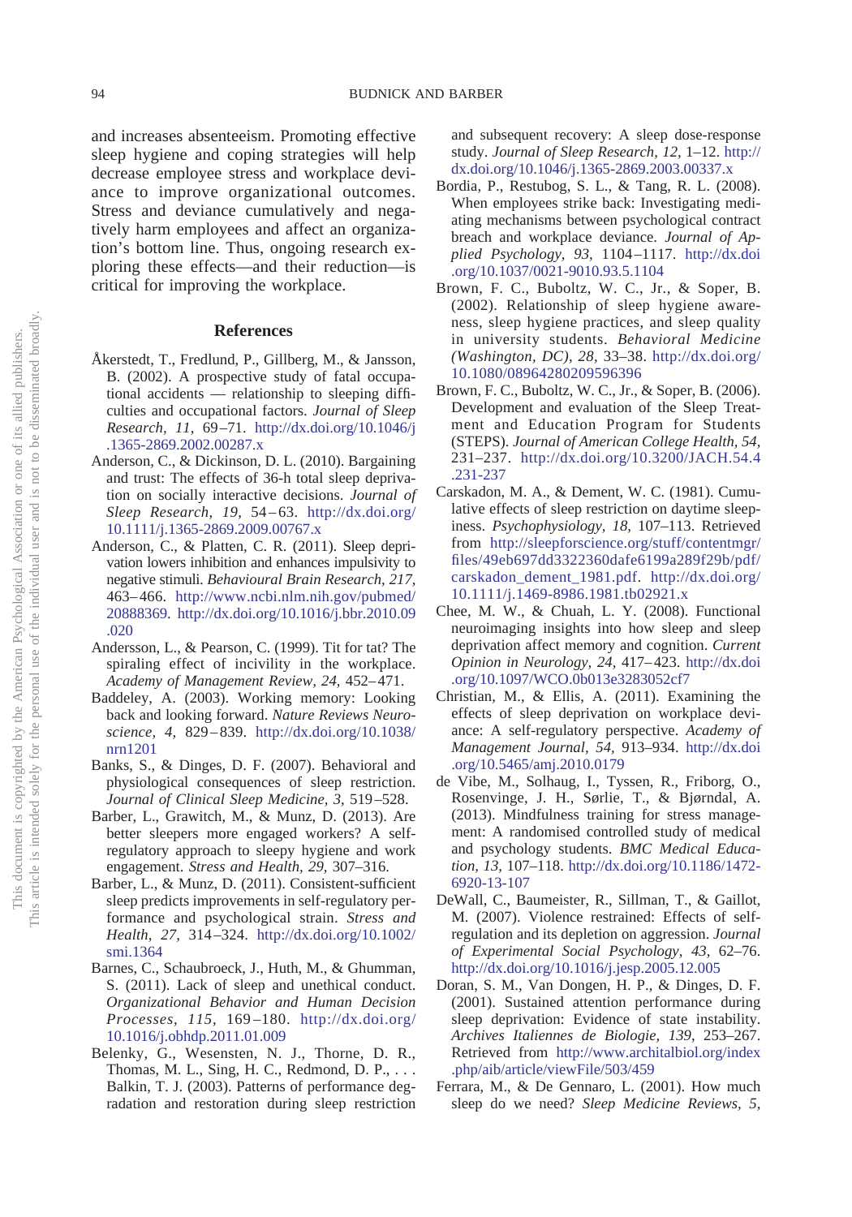and increases absenteeism. Promoting effective sleep hygiene and coping strategies will help decrease employee stress and workplace deviance to improve organizational outcomes. Stress and deviance cumulatively and negatively harm employees and affect an organization's bottom line. Thus, ongoing research exploring these effects—and their reduction—is critical for improving the workplace.

## References

Åkerstedt, T., Fredlund, P., Gillberg, M., & Jansson, B. (2002). A prospective study of fatal occupational accidents — relationship to sleeping difficulties and occupational factors. *Journal of Sleep Research, 11,* 69–71. http://dx.doi.org/10.1046/j.1365-2869.2002.00287.x

Anderson, C., & Dickinson, D. L. (2010). Bargaining and trust: The effects of 36-h total sleep deprivation on socially interactive decisions. *Journal of Sleep Research, 19,* 54–63. http://dx.doi.org/10.1111/j.1365-2869.2009.00767.x

Anderson, C., & Platten, C. R. (2011). Sleep deprivation lowers inhibition and enhances impulsivity to negative stimuli. *Behavioural Brain Research, 217,* 463–466. http://www.ncbi.nlm.nih.gov/pubmed/20888369. http://dx.doi.org/10.1016/j.bbr.2010.09.020

Andersson, L., & Pearson, C. (1999). Tit for tat? The spiraling effect of incivility in the workplace. *Academy of Management Review, 24,* 452–471.

Baddeley, A. (2003). Working memory: Looking back and looking forward. *Nature Reviews Neuroscience, 4,* 829–839. http://dx.doi.org/10.1038/nrn1201

Banks, S., & Dinges, D. F. (2007). Behavioral and physiological consequences of sleep restriction. *Journal of Clinical Sleep Medicine, 3,* 519–528.

Barber, L., Grawitch, M., & Munz, D. (2013). Are better sleepers more engaged workers? A self-regulatory approach to sleepy hygiene and work engagement. *Stress and Health, 29,* 307–316.

Barber, L., & Munz, D. (2011). Consistent-sufficient sleep predicts improvements in self-regulatory performance and psychological strain. *Stress and Health, 27,* 314–324. http://dx.doi.org/10.1002/smi.1364

Barnes, C., Schaubroeck, J., Huth, M., & Ghumman, S. (2011). Lack of sleep and unethical conduct. *Organizational Behavior and Human Decision Processes, 115,* 169–180. http://dx.doi.org/10.1016/j.obhdp.2011.01.009

Belenky, G., Wesensten, N. J., Thorne, D. R., Thomas, M. L., Sing, H. C., Redmond, D. P., . . . Balkin, T. J. (2003). Patterns of performance degradation and restoration during sleep restriction and subsequent recovery: A sleep dose-response study. *Journal of Sleep Research, 12,* 1–12. http://dx.doi.org/10.1046/j.1365-2869.2003.00337.x

Bordia, P., Restubog, S. L., & Tang, R. L. (2008). When employees strike back: Investigating mediating mechanisms between psychological contract breach and workplace deviance. *Journal of Applied Psychology, 93,* 1104–1117. http://dx.doi.org/10.1037/0021-9010.93.5.1104

Brown, F. C., Buboltz, W. C., Jr., & Soper, B. (2002). Relationship of sleep hygiene awareness, sleep hygiene practices, and sleep quality in university students. *Behavioral Medicine (Washington, DC), 28,* 33–38. http://dx.doi.org/10.1080/08964280209596396

Brown, F. C., Buboltz, W. C., Jr., & Soper, B. (2006). Development and evaluation of the Sleep Treatment and Education Program for Students (STEPS). *Journal of American College Health, 54,* 231–237. http://dx.doi.org/10.3200/JACH.54.4.231-237

Carskadon, M. A., & Dement, W. C. (1981). Cumulative effects of sleep restriction on daytime sleepiness. *Psychophysiology, 18,* 107–113. Retrieved from http://sleepforscience.org/stuff/contentmgr/files/49eb697dd3322360dafe6199a289f29b/pdf/carskadon_dement_1981.pdf. http://dx.doi.org/10.1111/j.1469-8986.1981.tb02921.x

Chee, M. W., & Chuah, L. Y. (2008). Functional neuroimaging insights into how sleep and sleep deprivation affect memory and cognition. *Current Opinion in Neurology, 24,* 417–423. http://dx.doi.org/10.1097/WCO.0b013e3283052cf7

Christian, M., & Ellis, A. (2011). Examining the effects of sleep deprivation on workplace deviance: A self-regulatory perspective. *Academy of Management Journal, 54,* 913–934. http://dx.doi.org/10.5465/amj.2010.0179

de Vibe, M., Solhaug, I., Tyssen, R., Friborg, O., Rosenvinge, J. H., Sørlie, T., & Bjørndal, A. (2013). Mindfulness training for stress management: A randomised controlled study of medical and psychology students. *BMC Medical Education, 13,* 107–118. http://dx.doi.org/10.1186/1472-6920-13-107

DeWall, C., Baumeister, R., Sillman, T., & Gaillot, M. (2007). Violence restrained: Effects of self-regulation and its depletion on aggression. *Journal of Experimental Social Psychology, 43,* 62–76. http://dx.doi.org/10.1016/j.jesp.2005.12.005

Doran, S. M., Van Dongen, H. P., & Dinges, D. F. (2001). Sustained attention performance during sleep deprivation: Evidence of state instability. *Archives Italiennes de Biologie, 139,* 253–267. Retrieved from http://www.architalbiol.org/index.php/aib/article/viewFile/503/459

Ferrara, M., & De Gennaro, L. (2001). How much sleep do we need? *Sleep Medicine Reviews, 5,*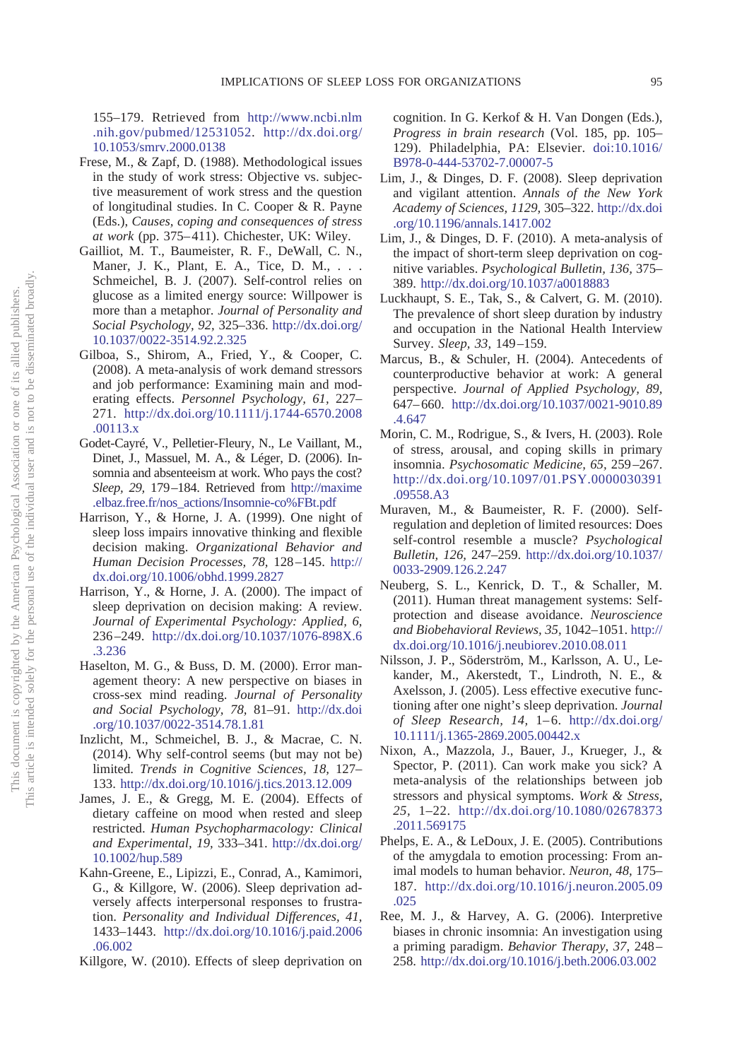155–179. Retrieved from http://www.ncbi.nlm.nih.gov/pubmed/12531052. http://dx.doi.org/10.1053/smrv.2000.0138

Frese, M., & Zapf, D. (1988). Methodological issues in the study of work stress: Objective vs. subjective measurement of work stress and the question of longitudinal studies. In C. Cooper & R. Payne (Eds.), *Causes, coping and consequences of stress at work* (pp. 375–411). Chichester, UK: Wiley.

Gailliot, M. T., Baumeister, R. F., DeWall, C. N., Maner, J. K., Plant, E. A., Tice, D. M., . . . Schmeichel, B. J. (2007). Self-control relies on glucose as a limited energy source: Willpower is more than a metaphor. *Journal of Personality and Social Psychology, 92,* 325–336. http://dx.doi.org/10.1037/0022-3514.92.2.325

Gilboa, S., Shirom, A., Fried, Y., & Cooper, C. (2008). A meta-analysis of work demand stressors and job performance: Examining main and moderating effects. *Personnel Psychology, 61,* 227–271. http://dx.doi.org/10.1111/j.1744-6570.2008.00113.x

Godet-Cayré, V., Pelletier-Fleury, N., Le Vaillant, M., Dinet, J., Massuel, M. A., & Léger, D. (2006). Insomnia and absenteeism at work. Who pays the cost? *Sleep, 29,* 179–184. Retrieved from http://maxime.elbaz.free.fr/nos_actions/Insomnie-co%FBt.pdf

Harrison, Y., & Horne, J. A. (1999). One night of sleep loss impairs innovative thinking and flexible decision making. *Organizational Behavior and Human Decision Processes, 78,* 128–145. http://dx.doi.org/10.1006/obhd.1999.2827

Harrison, Y., & Horne, J. A. (2000). The impact of sleep deprivation on decision making: A review. *Journal of Experimental Psychology: Applied, 6,* 236–249. http://dx.doi.org/10.1037/1076-898X.6.3.236

Haselton, M. G., & Buss, D. M. (2000). Error management theory: A new perspective on biases in cross-sex mind reading. *Journal of Personality and Social Psychology, 78,* 81–91. http://dx.doi.org/10.1037/0022-3514.78.1.81

Inzlicht, M., Schmeichel, B. J., & Macrae, C. N. (2014). Why self-control seems (but may not be) limited. *Trends in Cognitive Sciences, 18,* 127–133. http://dx.doi.org/10.1016/j.tics.2013.12.009

James, J. E., & Gregg, M. E. (2004). Effects of dietary caffeine on mood when rested and sleep restricted. *Human Psychopharmacology: Clinical and Experimental, 19,* 333–341. http://dx.doi.org/10.1002/hup.589

Kahn-Greene, E., Lipizzi, E., Conrad, A., Kamimori, G., & Killgore, W. (2006). Sleep deprivation adversely affects interpersonal responses to frustration. *Personality and Individual Differences, 41,* 1433–1443. http://dx.doi.org/10.1016/j.paid.2006.06.002

Killgore, W. (2010). Effects of sleep deprivation on cognition. In G. Kerkof & H. Van Dongen (Eds.), *Progress in brain research* (Vol. 185, pp. 105–129). Philadelphia, PA: Elsevier. doi:10.1016/B978-0-444-53702-7.00007-5

Lim, J., & Dinges, D. F. (2008). Sleep deprivation and vigilant attention. *Annals of the New York Academy of Sciences, 1129,* 305–322. http://dx.doi.org/10.1196/annals.1417.002

Lim, J., & Dinges, D. F. (2010). A meta-analysis of the impact of short-term sleep deprivation on cognitive variables. *Psychological Bulletin, 136,* 375–389. http://dx.doi.org/10.1037/a0018883

Luckhaupt, S. E., Tak, S., & Calvert, G. M. (2010). The prevalence of short sleep duration by industry and occupation in the National Health Interview Survey. *Sleep, 33,* 149–159.

Marcus, B., & Schuler, H. (2004). Antecedents of counterproductive behavior at work: A general perspective. *Journal of Applied Psychology, 89,* 647–660. http://dx.doi.org/10.1037/0021-9010.89.4.647

Morin, C. M., Rodrigue, S., & Ivers, H. (2003). Role of stress, arousal, and coping skills in primary insomnia. *Psychosomatic Medicine, 65,* 259–267. http://dx.doi.org/10.1097/01.PSY.0000030391.09558.A3

Muraven, M., & Baumeister, R. F. (2000). Self-regulation and depletion of limited resources: Does self-control resemble a muscle? *Psychological Bulletin, 126,* 247–259. http://dx.doi.org/10.1037/0033-2909.126.2.247

Neuberg, S. L., Kenrick, D. T., & Schaller, M. (2011). Human threat management systems: Self-protection and disease avoidance. *Neuroscience and Biobehavioral Reviews, 35,* 1042–1051. http://dx.doi.org/10.1016/j.neubiorev.2010.08.011

Nilsson, J. P., Söderström, M., Karlsson, A. U., Lekander, M., Akerstedt, T., Lindroth, N. E., & Axelsson, J. (2005). Less effective executive functioning after one night's sleep deprivation. *Journal of Sleep Research, 14,* 1–6. http://dx.doi.org/10.1111/j.1365-2869.2005.00442.x

Nixon, A., Mazzola, J., Bauer, J., Krueger, J., & Spector, P. (2011). Can work make you sick? A meta-analysis of the relationships between job stressors and physical symptoms. *Work & Stress, 25,* 1–22. http://dx.doi.org/10.1080/02678373.2011.569175

Phelps, E. A., & LeDoux, J. E. (2005). Contributions of the amygdala to emotion processing: From animal models to human behavior. *Neuron, 48,* 175–187. http://dx.doi.org/10.1016/j.neuron.2005.09.025

Ree, M. J., & Harvey, A. G. (2006). Interpretive biases in chronic insomnia: An investigation using a priming paradigm. *Behavior Therapy, 37,* 248–258. http://dx.doi.org/10.1016/j.beth.2006.03.002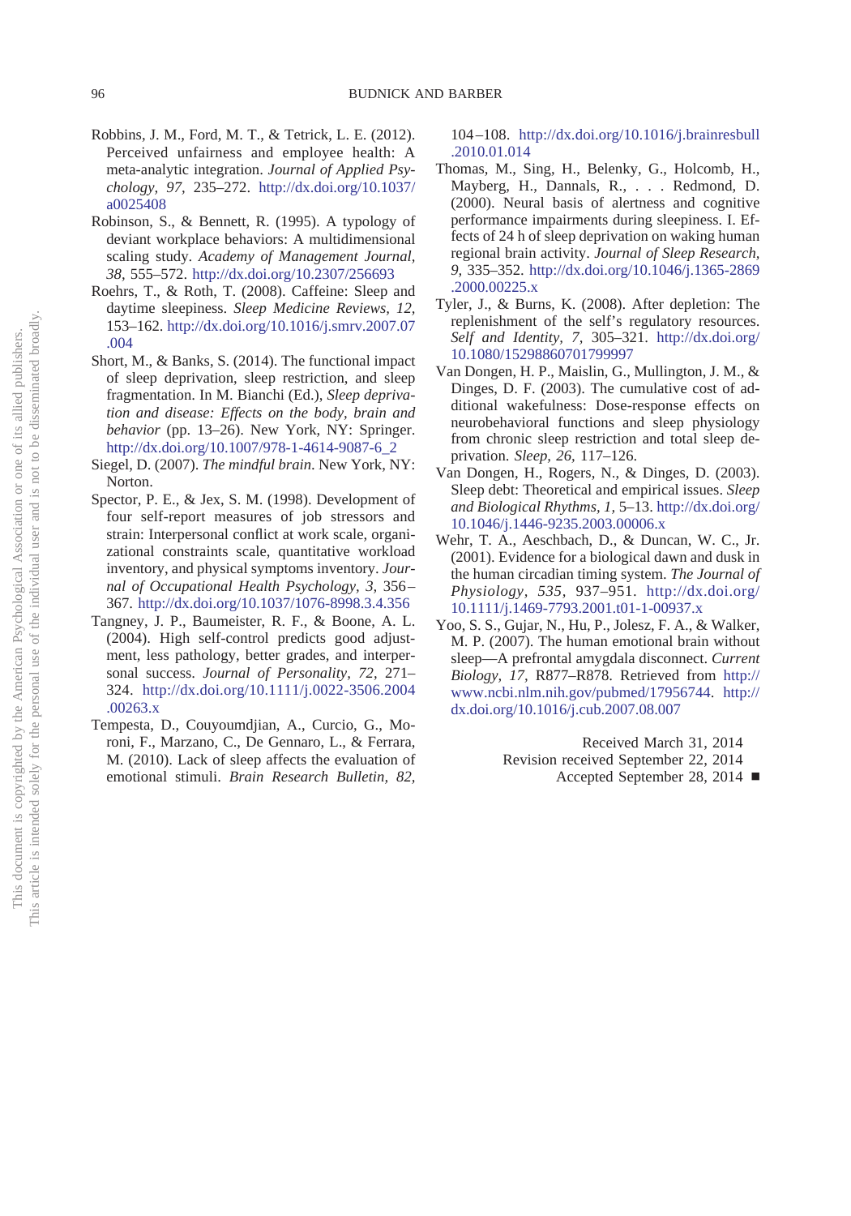Robbins, J. M., Ford, M. T., & Tetrick, L. E. (2012). Perceived unfairness and employee health: A meta-analytic integration. *Journal of Applied Psychology, 97*, 235–272. http://dx.doi.org/10.1037/a0025408

Robinson, S., & Bennett, R. (1995). A typology of deviant workplace behaviors: A multidimensional scaling study. *Academy of Management Journal, 38*, 555–572. http://dx.doi.org/10.2307/256693

Roehrs, T., & Roth, T. (2008). Caffeine: Sleep and daytime sleepiness. *Sleep Medicine Reviews, 12*, 153–162. http://dx.doi.org/10.1016/j.smrv.2007.07.004

Short, M., & Banks, S. (2014). The functional impact of sleep deprivation, sleep restriction, and sleep fragmentation. In M. Bianchi (Ed.), *Sleep deprivation and disease: Effects on the body, brain and behavior* (pp. 13–26). New York, NY: Springer. http://dx.doi.org/10.1007/978-1-4614-9087-6_2

Siegel, D. (2007). *The mindful brain*. New York, NY: Norton.

Spector, P. E., & Jex, S. M. (1998). Development of four self-report measures of job stressors and strain: Interpersonal conflict at work scale, organizational constraints scale, quantitative workload inventory, and physical symptoms inventory. *Journal of Occupational Health Psychology, 3*, 356–367. http://dx.doi.org/10.1037/1076-8998.3.4.356

Tangney, J. P., Baumeister, R. F., & Boone, A. L. (2004). High self-control predicts good adjustment, less pathology, better grades, and interpersonal success. *Journal of Personality, 72*, 271–324. http://dx.doi.org/10.1111/j.0022-3506.2004.00263.x

Tempesta, D., Couyoumdjian, A., Curcio, G., Moroni, F., Marzano, C., De Gennaro, L., & Ferrara, M. (2010). Lack of sleep affects the evaluation of emotional stimuli. *Brain Research Bulletin, 82*, 104–108. http://dx.doi.org/10.1016/j.brainresbull.2010.01.014

Thomas, M., Sing, H., Belenky, G., Holcomb, H., Mayberg, H., Dannals, R., . . . Redmond, D. (2000). Neural basis of alertness and cognitive performance impairments during sleepiness. I. Effects of 24 h of sleep deprivation on waking human regional brain activity. *Journal of Sleep Research, 9*, 335–352. http://dx.doi.org/10.1046/j.1365-2869.2000.00225.x

Tyler, J., & Burns, K. (2008). After depletion: The replenishment of the self's regulatory resources. *Self and Identity, 7*, 305–321. http://dx.doi.org/10.1080/15298860701799997

Van Dongen, H. P., Maislin, G., Mullington, J. M., & Dinges, D. F. (2003). The cumulative cost of additional wakefulness: Dose-response effects on neurobehavioral functions and sleep physiology from chronic sleep restriction and total sleep deprivation. *Sleep, 26*, 117–126.

Van Dongen, H., Rogers, N., & Dinges, D. (2003). Sleep debt: Theoretical and empirical issues. *Sleep and Biological Rhythms, 1*, 5–13. http://dx.doi.org/10.1046/j.1446-9235.2003.00006.x

Wehr, T. A., Aeschbach, D., & Duncan, W. C., Jr. (2001). Evidence for a biological dawn and dusk in the human circadian timing system. *The Journal of Physiology, 535*, 937–951. http://dx.doi.org/10.1111/j.1469-7793.2001.t01-1-00937.x

Yoo, S. S., Gujar, N., Hu, P., Jolesz, F. A., & Walker, M. P. (2007). The human emotional brain without sleep—A prefrontal amygdala disconnect. *Current Biology, 17*, R877–R878. Retrieved from http://www.ncbi.nlm.nih.gov/pubmed/17956744. http://dx.doi.org/10.1016/j.cub.2007.08.007

Received March 31, 2014
Revision received September 22, 2014
Accepted September 28, 2014 ■